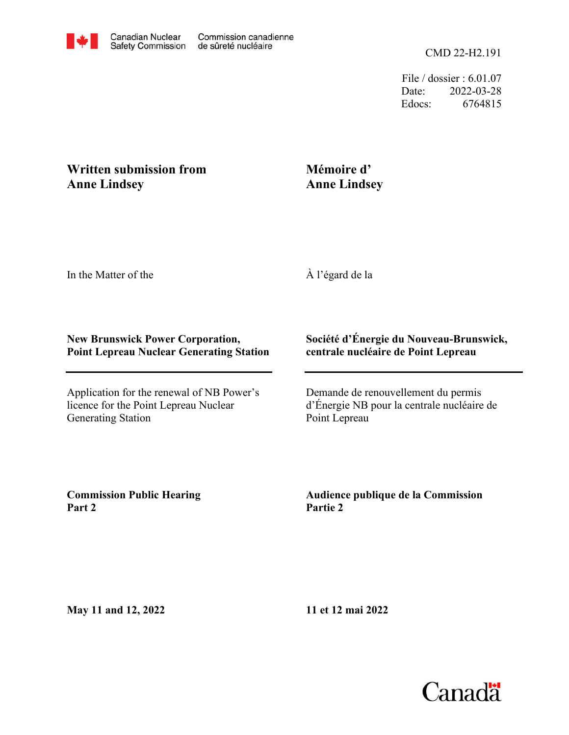Canadian Nuclear Safety Commission | Commission canadienne de sûreté nucléaire

CMD 22-H2.191

File / dossier : 6.01.07
Date: 2022-03-28
Edocs: 6764815

**Written submission from Anne Lindsey**

**Mémoire d' Anne Lindsey**

In the Matter of the

À l'égard de la

**New Brunswick Power Corporation, Point Lepreau Nuclear Generating Station**

**Société d'Énergie du Nouveau-Brunswick, centrale nucléaire de Point Lepreau**

---

Application for the renewal of NB Power's licence for the Point Lepreau Nuclear Generating Station

Demande de renouvellement du permis d'Énergie NB pour la centrale nucléaire de Point Lepreau

**Commission Public Hearing Part 2**

**Audience publique de la Commission Partie 2**

**May 11 and 12, 2022**

**11 et 12 mai 2022**

Canada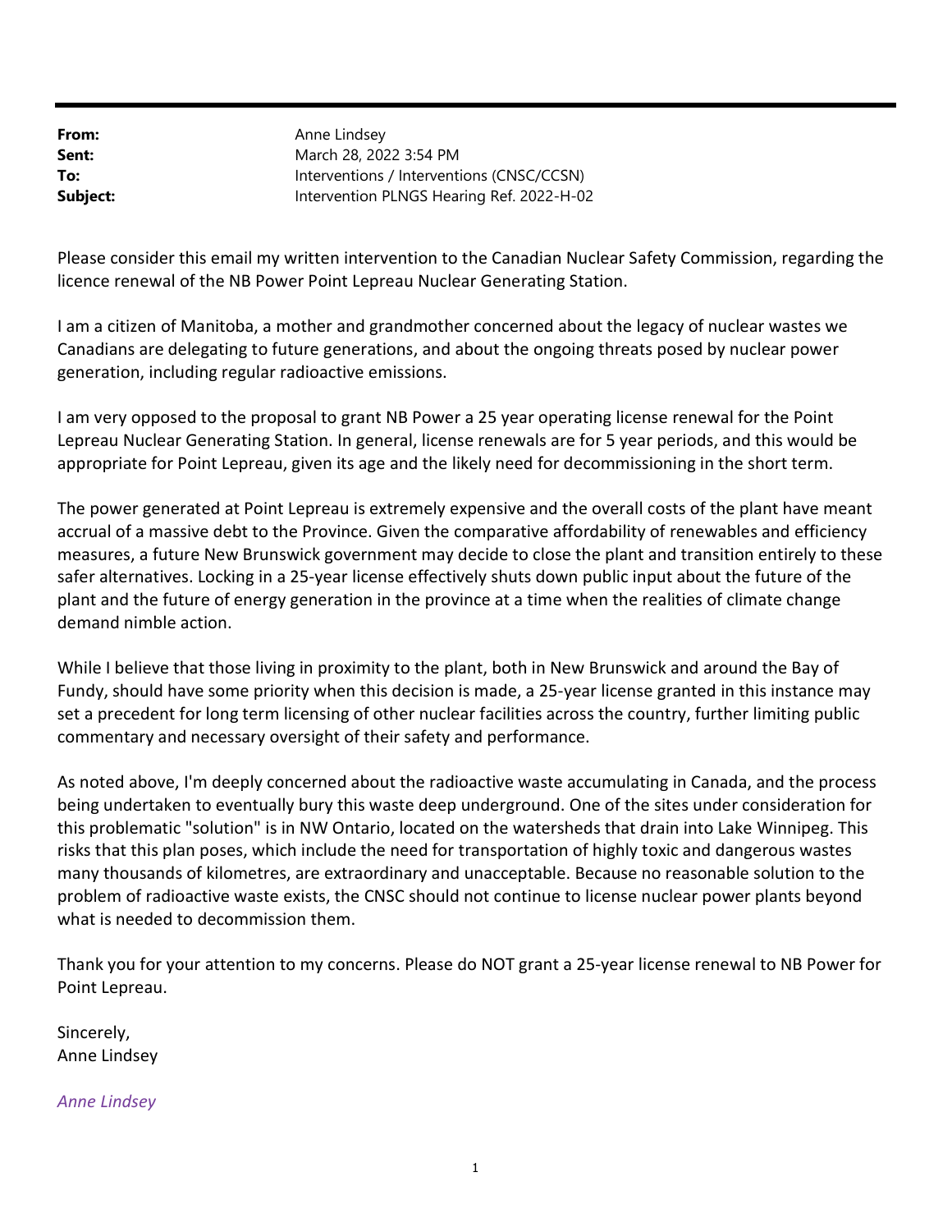**From:** Anne Lindsey
**Sent:** March 28, 2022 3:54 PM
**To:** Interventions / Interventions (CNSC/CCSN)
**Subject:** Intervention PLNGS Hearing Ref. 2022-H-02

Please consider this email my written intervention to the Canadian Nuclear Safety Commission, regarding the licence renewal of the NB Power Point Lepreau Nuclear Generating Station.

I am a citizen of Manitoba, a mother and grandmother concerned about the legacy of nuclear wastes we Canadians are delegating to future generations, and about the ongoing threats posed by nuclear power generation, including regular radioactive emissions.

I am very opposed to the proposal to grant NB Power a 25 year operating license renewal for the Point Lepreau Nuclear Generating Station. In general, license renewals are for 5 year periods, and this would be appropriate for Point Lepreau, given its age and the likely need for decommissioning in the short term.

The power generated at Point Lepreau is extremely expensive and the overall costs of the plant have meant accrual of a massive debt to the Province. Given the comparative affordability of renewables and efficiency measures, a future New Brunswick government may decide to close the plant and transition entirely to these safer alternatives. Locking in a 25-year license effectively shuts down public input about the future of the plant and the future of energy generation in the province at a time when the realities of climate change demand nimble action.

While I believe that those living in proximity to the plant, both in New Brunswick and around the Bay of Fundy, should have some priority when this decision is made, a 25-year license granted in this instance may set a precedent for long term licensing of other nuclear facilities across the country, further limiting public commentary and necessary oversight of their safety and performance.

As noted above, I'm deeply concerned about the radioactive waste accumulating in Canada, and the process being undertaken to eventually bury this waste deep underground. One of the sites under consideration for this problematic "solution" is in NW Ontario, located on the watersheds that drain into Lake Winnipeg. This risks that this plan poses, which include the need for transportation of highly toxic and dangerous wastes many thousands of kilometres, are extraordinary and unacceptable. Because no reasonable solution to the problem of radioactive waste exists, the CNSC should not continue to license nuclear power plants beyond what is needed to decommission them.

Thank you for your attention to my concerns. Please do NOT grant a 25-year license renewal to NB Power for Point Lepreau.

Sincerely,
Anne Lindsey

*Anne Lindsey*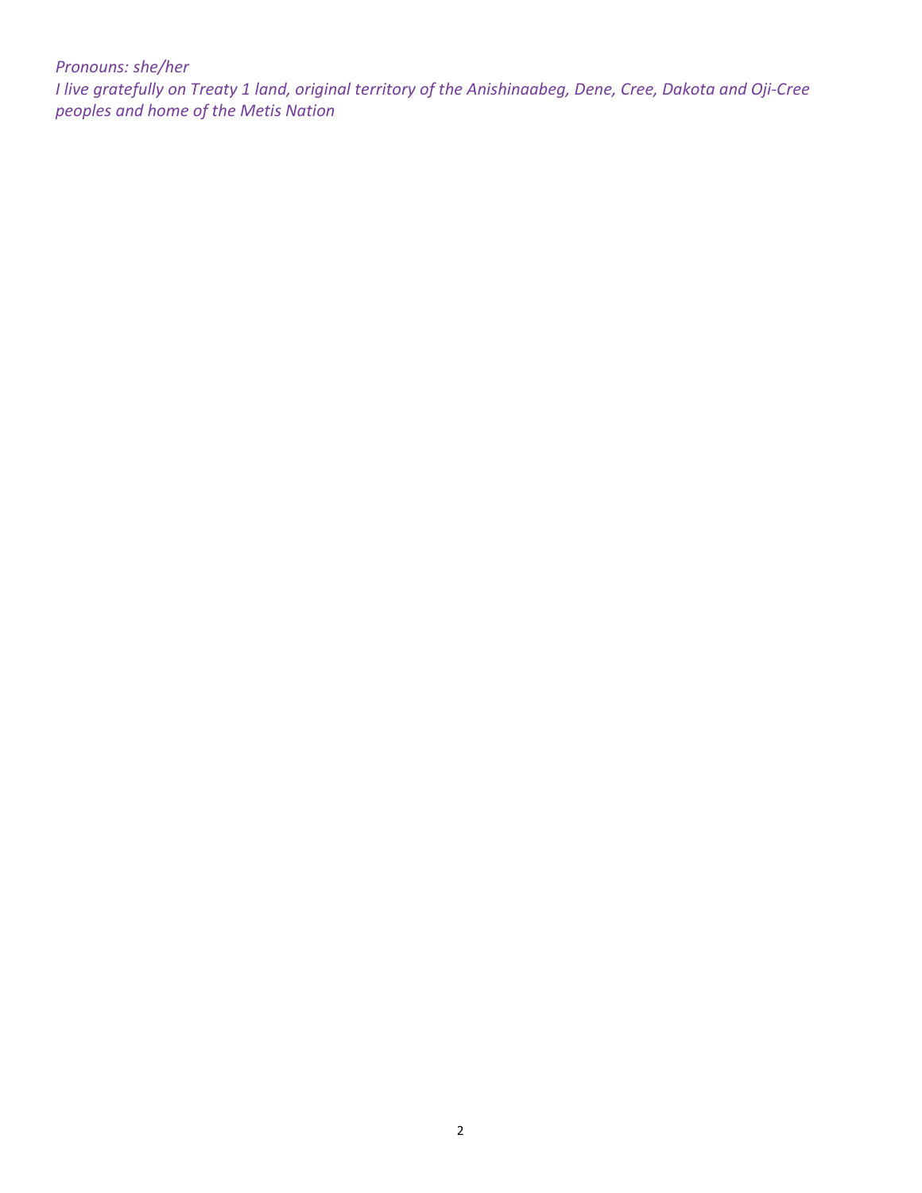*Pronouns: she/her*
*I live gratefully on Treaty 1 land, original territory of the Anishinaabeg, Dene, Cree, Dakota and Oji-Cree peoples and home of the Metis Nation*